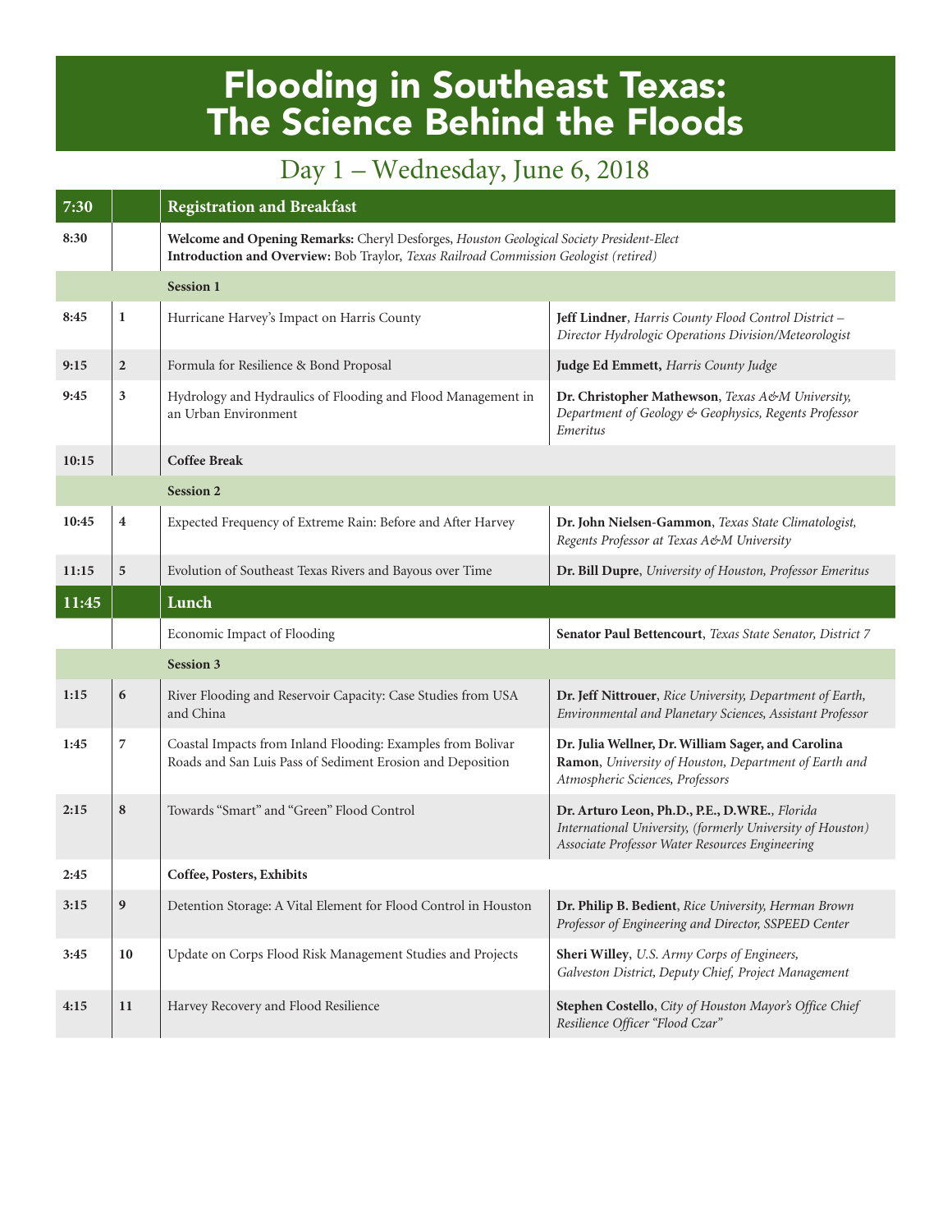# Flooding in Southeast Texas: The Science Behind the Floods

## Day 1 – Wednesday, June 6, 2018

| Time | # | Topic | Speaker |
|---|---|---|---|
| **7:30** | | **Registration and Breakfast** | |
| **8:30** | | **Welcome and Opening Remarks:** Cheryl Desforges, *Houston Geological Society President-Elect* **Introduction and Overview:** Bob Traylor, *Texas Railroad Commission Geologist (retired)* | |
| | | **Session 1** | |
| **8:45** | **1** | Hurricane Harvey's Impact on Harris County | **Jeff Lindner**, *Harris County Flood Control District – Director Hydrologic Operations Division/Meteorologist* |
| **9:15** | **2** | Formula for Resilience & Bond Proposal | **Judge Ed Emmett,** *Harris County Judge* |
| **9:45** | **3** | Hydrology and Hydraulics of Flooding and Flood Management in an Urban Environment | **Dr. Christopher Mathewson**, *Texas A&M University, Department of Geology & Geophysics, Regents Professor Emeritus* |
| **10:15** | | **Coffee Break** | |
| | | **Session 2** | |
| **10:45** | **4** | Expected Frequency of Extreme Rain: Before and After Harvey | **Dr. John Nielsen-Gammon**, *Texas State Climatologist, Regents Professor at Texas A&M University* |
| **11:15** | **5** | Evolution of Southeast Texas Rivers and Bayous over Time | **Dr. Bill Dupre**, *University of Houston, Professor Emeritus* |
| **11:45** | | **Lunch** | |
| | | Economic Impact of Flooding | **Senator Paul Bettencourt**, *Texas State Senator, District 7* |
| | | **Session 3** | |
| **1:15** | **6** | River Flooding and Reservoir Capacity: Case Studies from USA and China | **Dr. Jeff Nittrouer**, *Rice University, Department of Earth, Environmental and Planetary Sciences, Assistant Professor* |
| **1:45** | **7** | Coastal Impacts from Inland Flooding: Examples from Bolivar Roads and San Luis Pass of Sediment Erosion and Deposition | **Dr. Julia Wellner, Dr. William Sager, and Carolina Ramon**, *University of Houston, Department of Earth and Atmospheric Sciences, Professors* |
| **2:15** | **8** | Towards "Smart" and "Green" Flood Control | **Dr. Arturo Leon, Ph.D., P.E., D.WRE.**, *Florida International University, (formerly University of Houston) Associate Professor Water Resources Engineering* |
| **2:45** | | **Coffee, Posters, Exhibits** | |
| **3:15** | **9** | Detention Storage: A Vital Element for Flood Control in Houston | **Dr. Philip B. Bedient**, *Rice University, Herman Brown Professor of Engineering and Director, SSPEED Center* |
| **3:45** | **10** | Update on Corps Flood Risk Management Studies and Projects | **Sheri Willey**, *U.S. Army Corps of Engineers, Galveston District, Deputy Chief, Project Management* |
| **4:15** | **11** | Harvey Recovery and Flood Resilience | **Stephen Costello**, *City of Houston Mayor's Office Chief Resilience Officer "Flood Czar"* |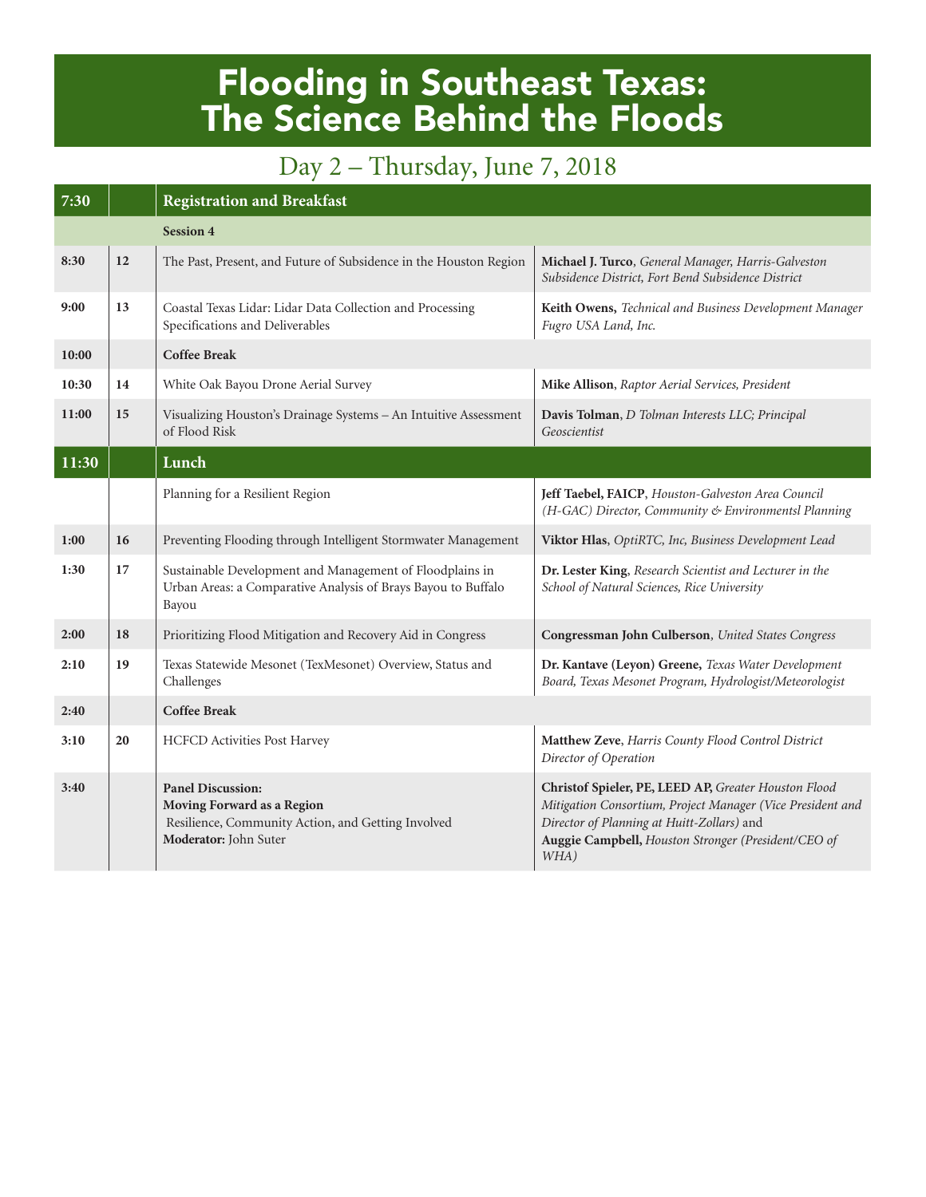# Flooding in Southeast Texas: The Science Behind the Floods

## Day 2 – Thursday, June 7, 2018

| | | | |
|---|---|---|---|
| **7:30** | | **Registration and Breakfast** | |
| | | **Session 4** | |
| **8:30** | **12** | The Past, Present, and Future of Subsidence in the Houston Region | **Michael J. Turco**, *General Manager, Harris-Galveston Subsidence District, Fort Bend Subsidence District* |
| **9:00** | **13** | Coastal Texas Lidar: Lidar Data Collection and Processing Specifications and Deliverables | **Keith Owens,** *Technical and Business Development Manager Fugro USA Land, Inc.* |
| **10:00** | | **Coffee Break** | |
| **10:30** | **14** | White Oak Bayou Drone Aerial Survey | **Mike Allison**, *Raptor Aerial Services, President* |
| **11:00** | **15** | Visualizing Houston's Drainage Systems – An Intuitive Assessment of Flood Risk | **Davis Tolman**, *D Tolman Interests LLC; Principal Geoscientist* |
| **11:30** | | **Lunch** | |
| | | Planning for a Resilient Region | **Jeff Taebel, FAICP**, *Houston-Galveston Area Council (H-GAC) Director, Community & Environmentsl Planning* |
| **1:00** | **16** | Preventing Flooding through Intelligent Stormwater Management | **Viktor Hlas**, *OptiRTC, Inc, Business Development Lead* |
| **1:30** | **17** | Sustainable Development and Management of Floodplains in Urban Areas: a Comparative Analysis of Brays Bayou to Buffalo Bayou | **Dr. Lester King**, *Research Scientist and Lecturer in the School of Natural Sciences, Rice University* |
| **2:00** | **18** | Prioritizing Flood Mitigation and Recovery Aid in Congress | **Congressman John Culberson**, *United States Congress* |
| **2:10** | **19** | Texas Statewide Mesonet (TexMesonet) Overview, Status and Challenges | **Dr. Kantave (Leyon) Greene,** *Texas Water Development Board, Texas Mesonet Program, Hydrologist/Meteorologist* |
| **2:40** | | **Coffee Break** | |
| **3:10** | **20** | HCFCD Activities Post Harvey | **Matthew Zeve**, *Harris County Flood Control District Director of Operation* |
| **3:40** | | **Panel Discussion: Moving Forward as a Region** Resilience, Community Action, and Getting Involved **Moderator:** John Suter | **Christof Spieler, PE, LEED AP,** *Greater Houston Flood Mitigation Consortium, Project Manager (Vice President and Director of Planning at Huitt-Zollars)* and **Auggie Campbell,** *Houston Stronger (President/CEO of WHA)* |